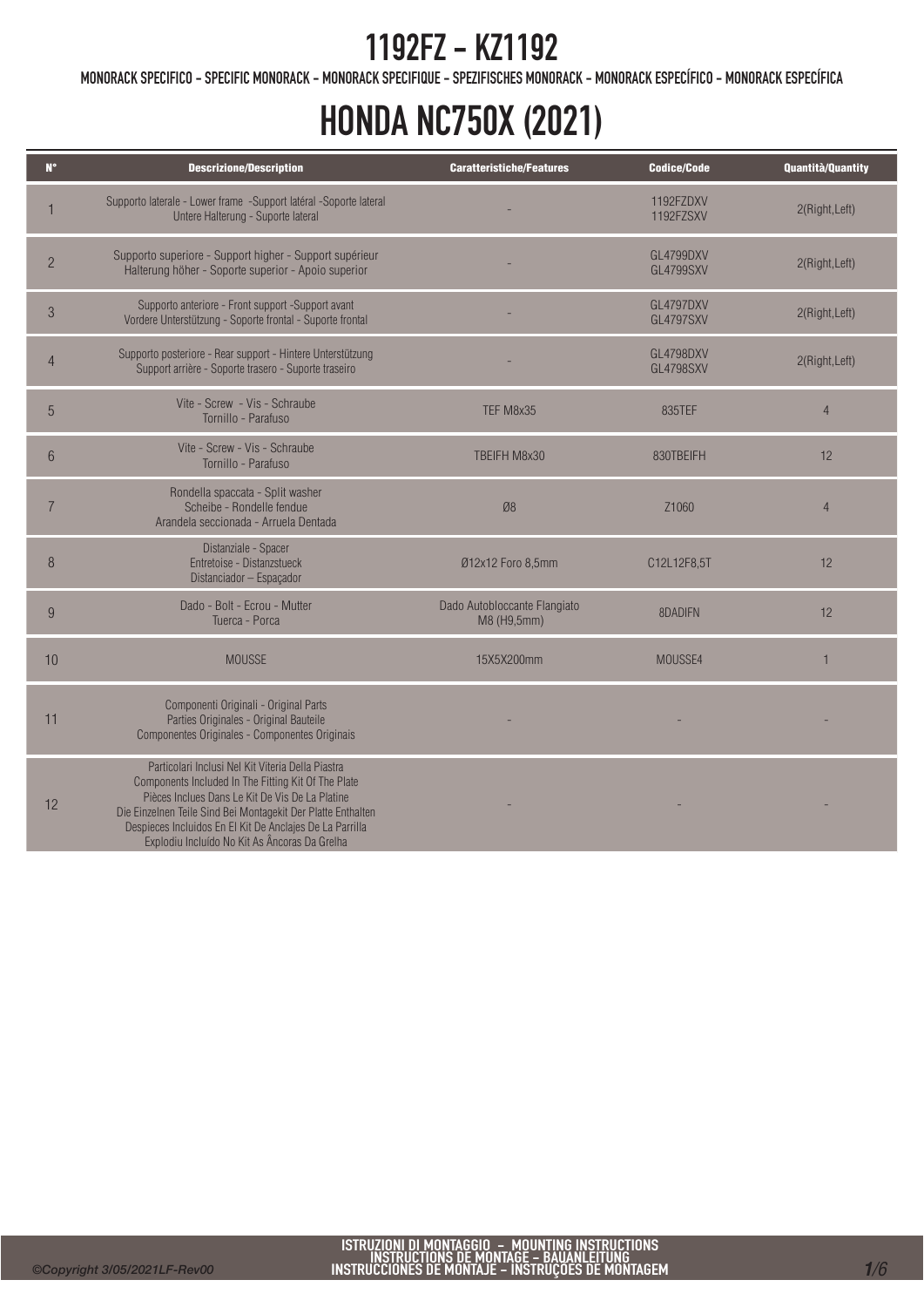# 1192FZ - KZ1192

MONORACK SPECIFICO - SPECIFIC MONORACK - MONORACK SPECIFIQUE - SPEZIFISCHES MONORACK - MONORACK ESPECÍFICO - MONORACK ESPECÍFICA

# HONDA NC750X (2021)

| N° | Descrizione/Description | Caratteristiche/Features | Codice/Code | Quantità/Quantity |
|---|---|---|---|---|
| 1 | Supporto laterale - Lower frame -Support latéral -Soporte lateral Untere Halterung - Suporte lateral | - | 1192FZDXV 1192FZSXV | 2(Right,Left) |
| 2 | Supporto superiore - Support higher - Support supérieur Halterung höher - Soporte superior - Apoio superior | - | GL4799DXV GL4799SXV | 2(Right,Left) |
| 3 | Supporto anteriore - Front support -Support avant Vordere Unterstützung - Soporte frontal - Suporte frontal | - | GL4797DXV GL4797SXV | 2(Right,Left) |
| 4 | Supporto posteriore - Rear support - Hintere Unterstützung Support arrière - Soporte trasero - Suporte traseiro | - | GL4798DXV GL4798SXV | 2(Right,Left) |
| 5 | Vite - Screw - Vis - Schraube Tornillo - Parafuso | TEF M8x35 | 835TEF | 4 |
| 6 | Vite - Screw - Vis - Schraube Tornillo - Parafuso | TBEIFH M8x30 | 830TBEIFH | 12 |
| 7 | Rondella spaccata - Split washer Scheibe - Rondelle fendue Arandela seccionada - Arruela Dentada | Ø8 | Z1060 | 4 |
| 8 | Distanziale - Spacer Entretoise - Distanzstueck Distanciador – Espaçador | Ø12x12 Foro 8,5mm | C12L12F8,5T | 12 |
| 9 | Dado - Bolt - Ecrou - Mutter Tuerca - Porca | Dado Autobloccante Flangiato M8 (H9,5mm) | 8DADIFN | 12 |
| 10 | MOUSSE | 15X5X200mm | MOUSSE4 | 1 |
| 11 | Componenti Originali - Original Parts Parties Originales - Original Bauteile Componentes Originales - Componentes Originais | - | - | - |
| 12 | Particolari Inclusi Nel Kit Viteria Della Piastra Components Included In The Fitting Kit Of The Plate Pièces Inclues Dans Le Kit De Vis De La Platine Die Einzelnen Teile Sind Bei Montagekit Der Platte Enthalten Despieces Incluidos En El Kit De Anclajes De La Parrilla Explodiu Incluído No Kit As Âncoras Da Grelha | - | - | - |

©Copyright 3/05/2021LF-Rev00

ISTRUZIONI DI MONTAGGIO - MOUNTING INSTRUCTIONS
INSTRUCTIONS DE MONTAGE - BAUANLEITUNG
INSTRUCCIONES DE MONTAJE - INSTRUÇÕES DE MONTAGEM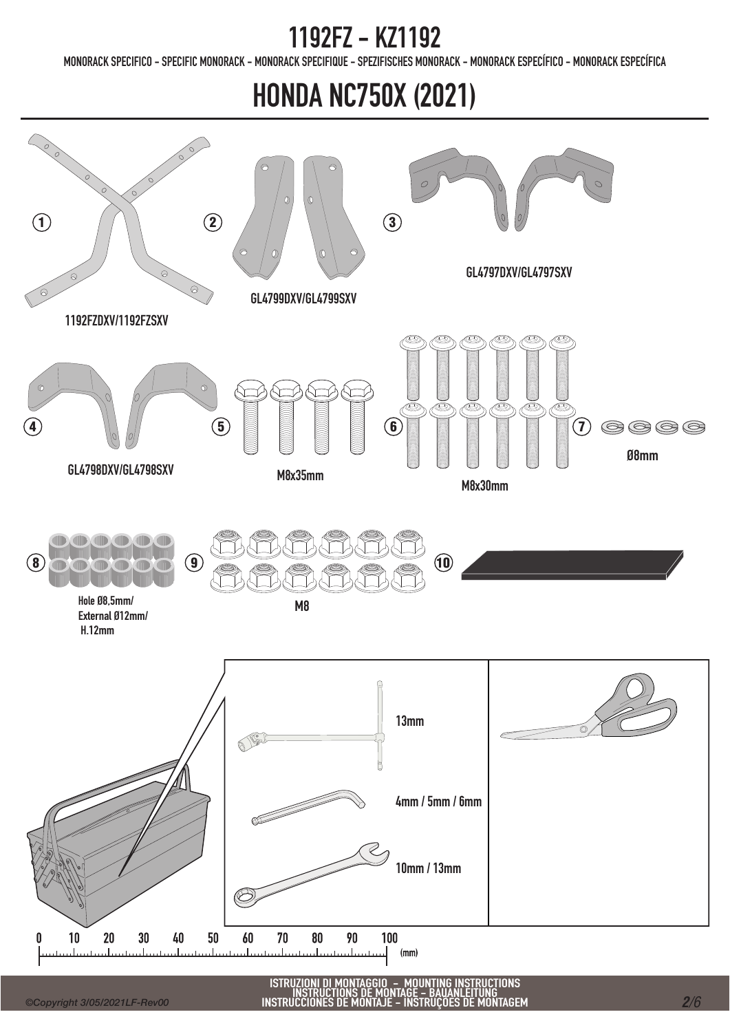# 1192FZ - KZ1192

MONORACK SPECIFICO - SPECIFIC MONORACK - MONORACK SPECIFIQUE - SPEZIFISCHES MONORACK - MONORACK ESPECÍFICO - MONORACK ESPECÍFICA

# HONDA NC750X (2021)

1

1192FZDXV/1192FZSXV

2

GL4799DXV/GL4799SXV

3

GL4797DXV/GL4797SXV

4

GL4798DXV/GL4798SXV

5

M8x35mm

6

M8x30mm

7

Ø8mm

8

Hole Ø8,5mm/
External Ø12mm/
H.12mm

9

M8

10

13mm

4mm / 5mm / 6mm

10mm / 13mm

0 10 20 30 40 50 60 70 80 90 100 (mm)

ISTRUZIONI DI MONTAGGIO - MOUNTING INSTRUCTIONS
INSTRUCTIONS DE MONTAGE - BAUANLEITUNG
INSTRUCCIONES DE MONTAJE - INSTRUÇOES DE MONTAGEM

©Copyright 3/05/2021LF-Rev00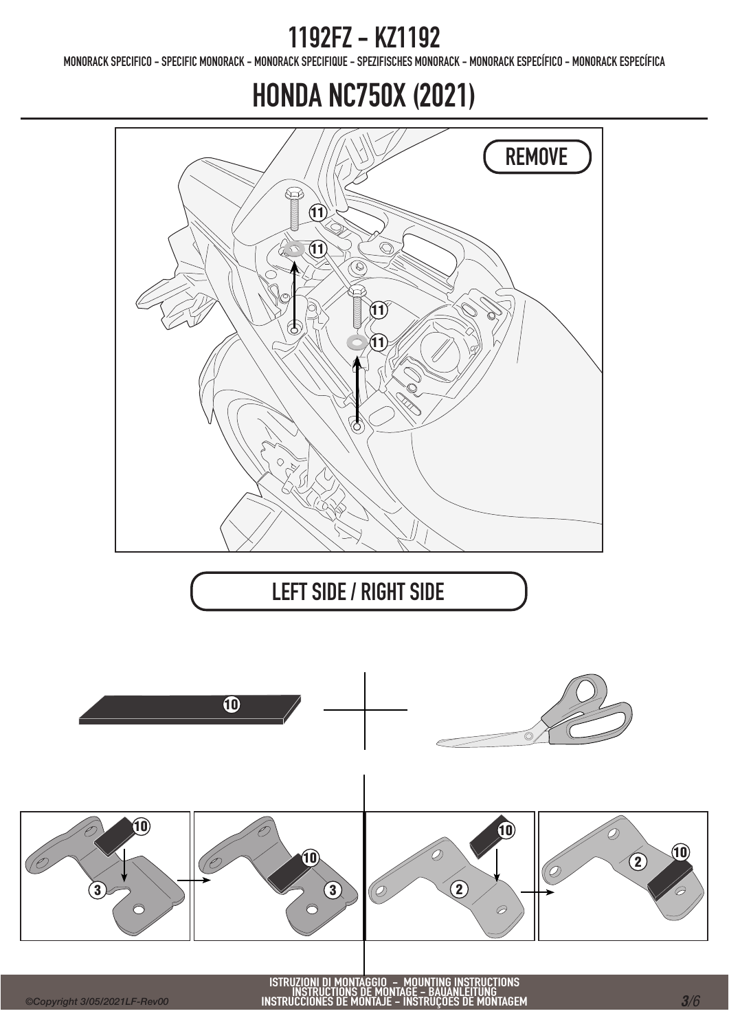# 1192FZ - KZ1192

MONORACK SPECIFICO - SPECIFIC MONORACK - MONORACK SPECIFIQUE - SPEZIFISCHES MONORACK - MONORACK ESPECÍFICO - MONORACK ESPECÍFICA

# HONDA NC750X (2021)

REMOVE

11

11

11

11

## LEFT SIDE / RIGHT SIDE

10

10

3

10

3

10

2

2

10

ISTRUZIONI DI MONTAGGIO - MOUNTING INSTRUCTIONS
INSTRUCTIONS DE MONTAGE - BAUANLEITUNG
INSTRUCCIONES DE MONTAJE - INSTRUÇÕES DE MONTAGEM

©Copyright 3/05/2021LF-Rev00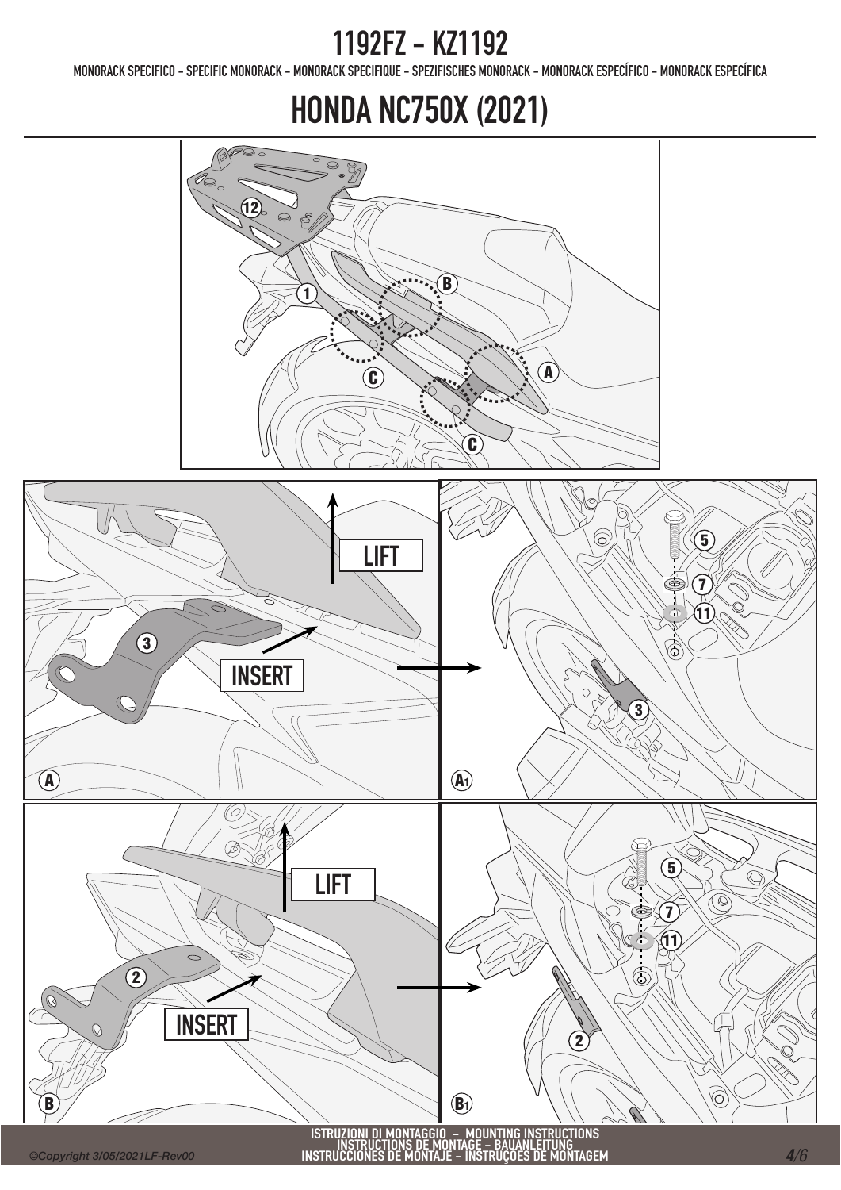# 1192FZ - KZ1192

MONORACK SPECIFICO - SPECIFIC MONORACK - MONORACK SPECIFIQUE - SPEZIFISCHES MONORACK - MONORACK ESPECÍFICO - MONORACK ESPECÍFICA

# HONDA NC750X (2021)

12
1
B
C
A
C

LIFT
3
INSERT
A

5
7
11
3
A1

LIFT
2
INSERT
B

5
7
11
2
B1

ISTRUZIONI DI MONTAGGIO – MOUNTING INSTRUCTIONS
INSTRUCTIONS DE MONTAGE – BAUANLEITUNG
INSTRUCCIONES DE MONTAJE – INSTRUÇÕES DE MONTAGEM

*©Copyright 3/05/2021LF-Rev00*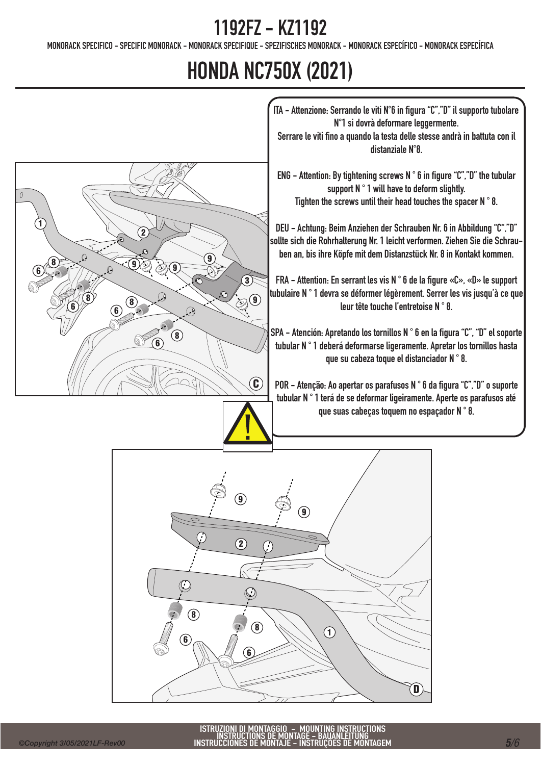# 1192FZ - KZ1192

MONORACK SPECIFICO - SPECIFIC MONORACK - MONORACK SPECIFIQUE - SPEZIFISCHES MONORACK - MONORACK ESPECÍFICO - MONORACK ESPECÍFICA

# HONDA NC750X (2021)

ITA - Attenzione: Serrando le viti N°6 in figura "C","D" il supporto tubolare N°1 si dovrà deformare leggermente.
Serrare le viti fino a quando la testa delle stesse andrà in battuta con il distanziale N°8.

ENG - Attention: By tightening screws N ° 6 in figure "C","D" the tubular support N ° 1 will have to deform slightly.
Tighten the screws until their head touches the spacer N ° 8.

DEU - Achtung: Beim Anziehen der Schrauben Nr. 6 in Abbildung "C","D" sollte sich die Rohrhalterung Nr. 1 leicht verformen. Ziehen Sie die Schrauben an, bis ihre Köpfe mit dem Distanzstück Nr. 8 in Kontakt kommen.

FRA - Attention: En serrant les vis N ° 6 de la figure «C», «D» le support tubulaire N ° 1 devra se déformer légèrement. Serrer les vis jusqu'à ce que leur tête touche l'entretoise N ° 8.

SPA - Atención: Apretando los tornillos N ° 6 en la figura "C", "D" el soporte tubular N ° 1 deberá deformarse ligeramente. Apretar los tornillos hasta que su cabeza toque el distanciador N ° 8.

POR - Atenção: Ao apertar os parafusos N ° 6 da figura "C","D" o suporte tubular N ° 1 terá de se deformar ligeiramente. Aperte os parafusos até que suas cabeças toquem no espaçador N ° 8.

C

D

ISTRUZIONI DI MONTAGGIO - MOUNTING INSTRUCTIONS
INSTRUCTIONS DE MONTAGE - BAUANLEITUNG
INSTRUCCIONES DE MONTAJE - INSTRUÇÕES DE MONTAGEM

*©Copyright 3/05/2021LF-Rev00*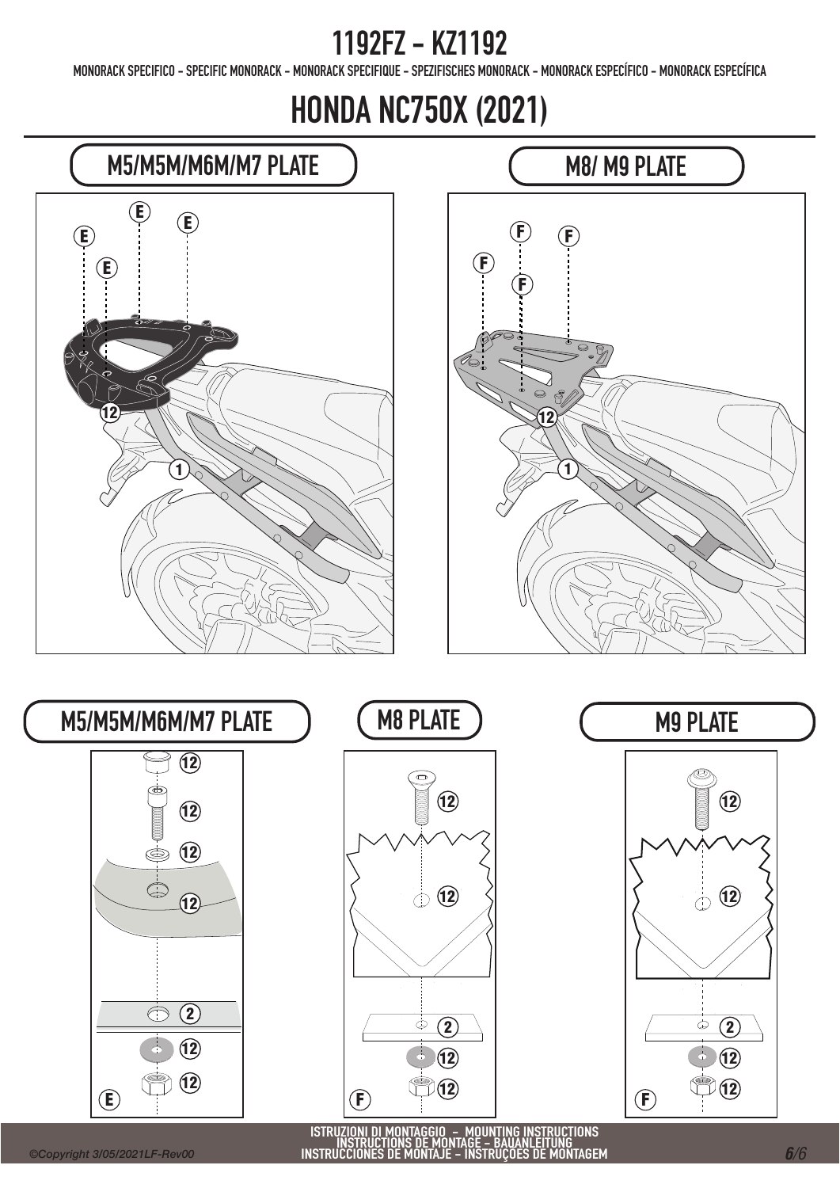# 1192FZ - KZ1192

MONORACK SPECIFICO - SPECIFIC MONORACK - MONORACK SPECIFIQUE - SPEZIFISCHES MONORACK - MONORACK ESPECÍFICO - MONORACK ESPECÍFICA

# HONDA NC750X (2021)

## M5/M5M/M6M/M7 PLATE

E E E E

12

1

## M8/ M9 PLATE

F F F F

12

1

## M5/M5M/M6M/M7 PLATE

12
12
12
12
2
12
12
E

## M8 PLATE

12
12
2
12
12
F

## M9 PLATE

12
12
2
12
12
F

ISTRUZIONI DI MONTAGGIO – MOUNTING INSTRUCTIONS
INSTRUCTIONS DE MONTAGE – BAUANLEITUNG
INSTRUCCIONES DE MONTAJE – INSTRUÇÕES DE MONTAGEM

*©Copyright 3/05/2021LF-Rev00*